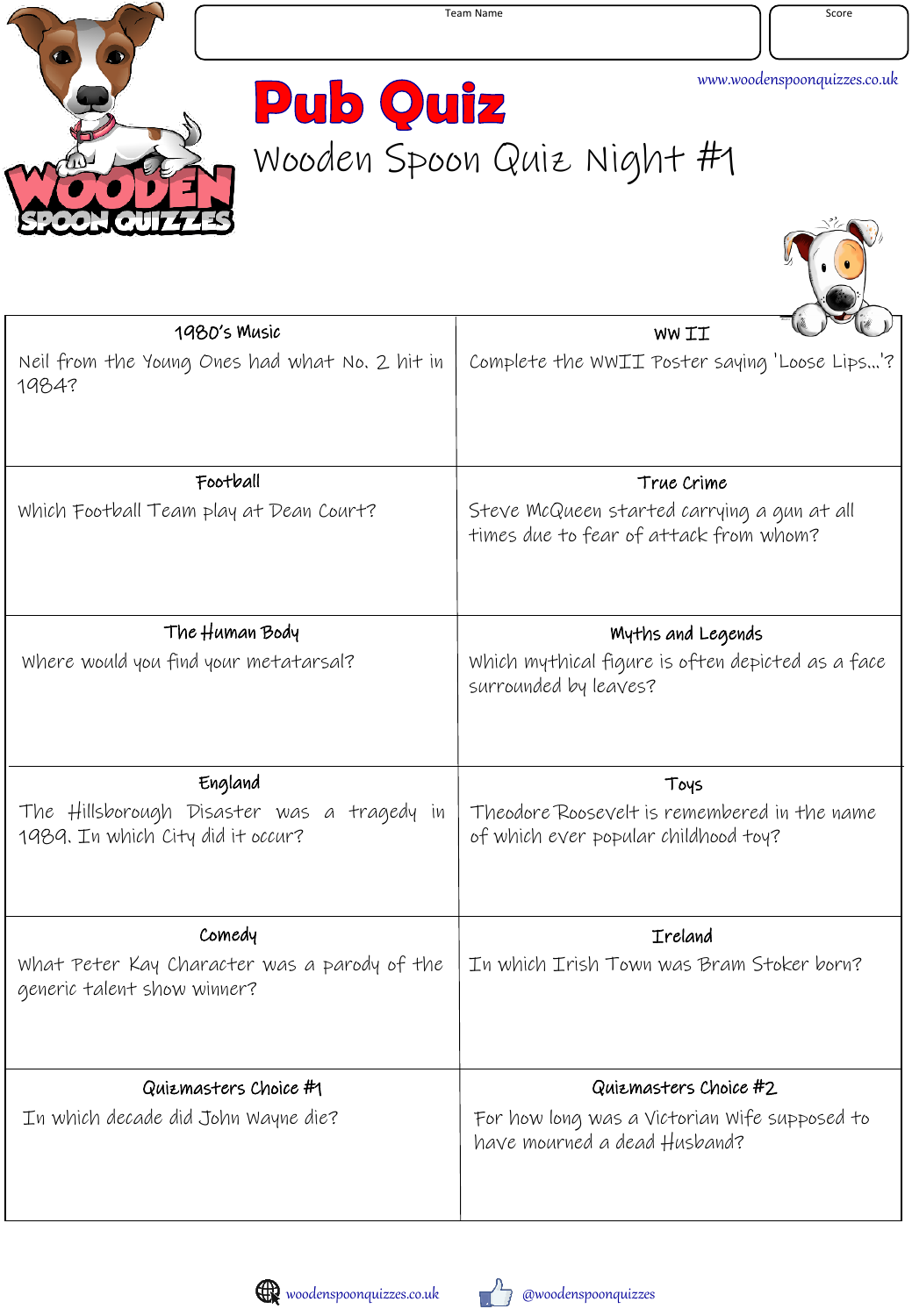Team Name

Score

www.woodenspoonquizzes.co.uk

# Pub Quiz

## Wooden Spoon Quiz Night #1

| 1980's Music | WW II |
|---|---|
| Neil from the Young Ones had what No. 2 hit in 1984? | Complete the WWII Poster saying 'Loose Lips…'? |
| **Football** | **True Crime** |
| Which Football Team play at Dean Court? | Steve McQueen started carrying a gun at all times due to fear of attack from whom? |
| **The Human Body** | **Myths and Legends** |
| Where would you find your metatarsal? | Which mythical figure is often depicted as a face surrounded by leaves? |
| **England** | **Toys** |
| The Hillsborough Disaster was a tragedy in 1989. In which City did it occur? | Theodore Roosevelt is remembered in the name of which ever popular childhood toy? |
| **Comedy** | **Ireland** |
| What Peter Kay Character was a parody of the generic talent show winner? | In which Irish Town was Bram Stoker born? |
| **Quizmasters Choice #1** | **Quizmasters Choice #2** |
| In which decade did John Wayne die? | For how long was a Victorian Wife supposed to have mourned a dead Husband? |

woodenspoonquizzes.co.uk @woodenspoonquizzes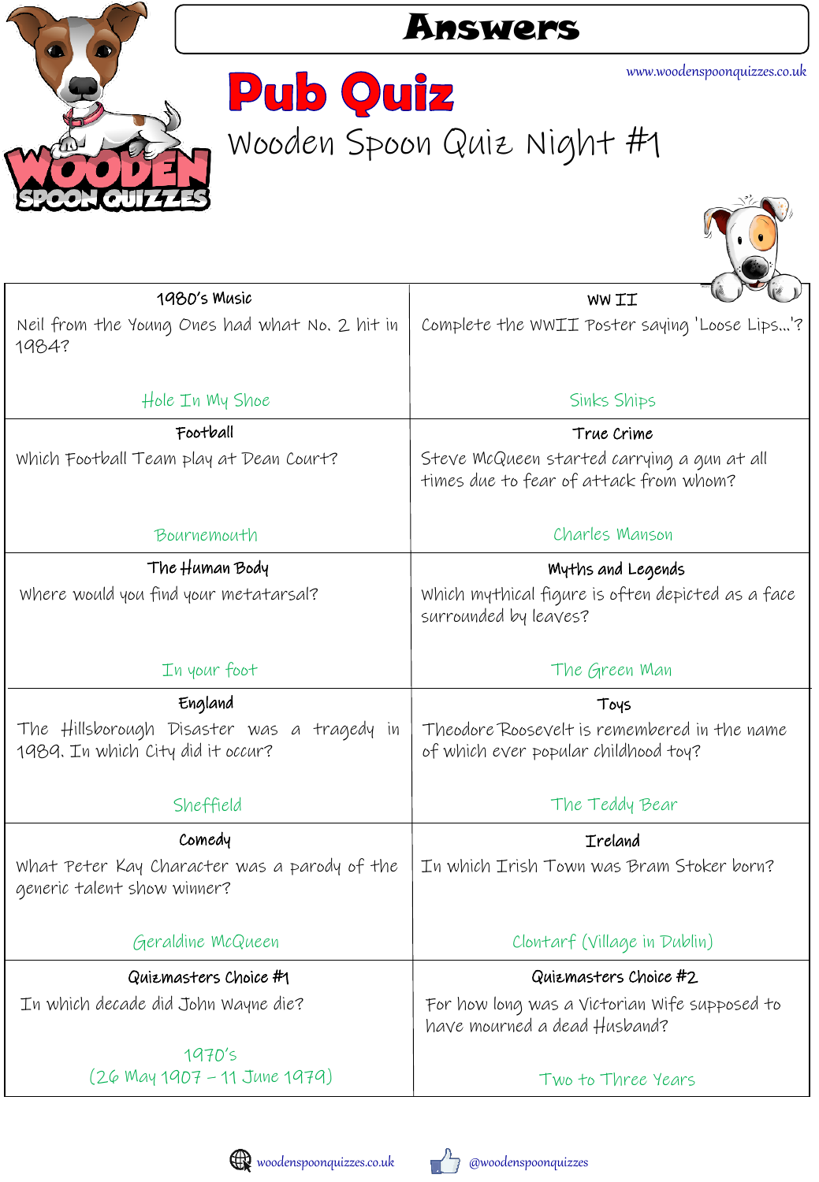# Answers

## Pub Quiz

### Wooden Spoon Quiz Night #1

www.woodenspoonquizzes.co.uk

| | |
|---|---|
| **1980's Music**<br>Neil from the Young Ones had what No. 2 hit in 1984?<br><br>Hole In My Shoe | **WW II**<br>Complete the WWII Poster saying 'Loose Lips…'?<br><br>Sinks Ships |
| **Football**<br>Which Football Team play at Dean Court?<br><br>Bournemouth | **True Crime**<br>Steve McQueen started carrying a gun at all times due to fear of attack from whom?<br><br>Charles Manson |
| **The Human Body**<br>Where would you find your metatarsal?<br><br>In your foot | **Myths and Legends**<br>Which mythical figure is often depicted as a face surrounded by leaves?<br><br>The Green Man |
| **England**<br>The Hillsborough Disaster was a tragedy in 1989. In which City did it occur?<br><br>Sheffield | **Toys**<br>Theodore Roosevelt is remembered in the name of which ever popular childhood toy?<br><br>The Teddy Bear |
| **Comedy**<br>What Peter Kay Character was a parody of the generic talent show winner?<br><br>Geraldine McQueen | **Ireland**<br>In which Irish Town was Bram Stoker born?<br><br>Clontarf (Village in Dublin) |
| **Quizmasters Choice #1**<br>In which decade did John Wayne die?<br><br>1970's<br>(26 May 1907 – 11 June 1979) | **Quizmasters Choice #2**<br>For how long was a Victorian Wife supposed to have mourned a dead Husband?<br><br>Two to Three Years |

woodenspoonquizzes.co.uk @woodenspoonquizzes